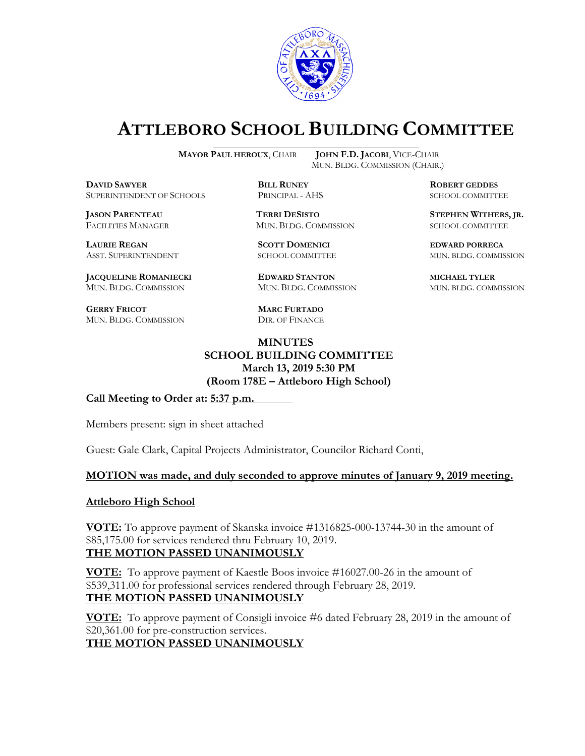# ATTLEBORO SCHOOL BUILDING COMMITTEE

**MAYOR PAUL HEROUX**, CHAIR **JOHN F.D. JACOBI**, VICE-CHAIR
MUN. BLDG. COMMISSION (CHAIR.)

**DAVID SAWYER**
SUPERINTENDENT OF SCHOOLS

**BILL RUNEY**
PRINCIPAL - AHS

**ROBERT GEDDES**
SCHOOL COMMITTEE

**JASON PARENTEAU**
FACILITIES MANAGER

**TERRI DESISTO**
MUN. BLDG. COMMISSION

**STEPHEN WITHERS, JR.**
SCHOOL COMMITTEE

**LAURIE REGAN**
ASST. SUPERINTENDENT

**SCOTT DOMENICI**
SCHOOL COMMITTEE

**EDWARD PORRECA**
MUN. BLDG. COMMISSION

**JACQUELINE ROMANIECKI**
MUN. BLDG. COMMISSION

**EDWARD STANTON**
MUN. BLDG. COMMISSION

**MICHAEL TYLER**
MUN. BLDG. COMMISSION

**GERRY FRICOT**
MUN. BLDG. COMMISSION

**MARC FURTADO**
DIR. OF FINANCE

## MINUTES
## SCHOOL BUILDING COMMITTEE
## March 13, 2019 5:30 PM
## (Room 178E – Attleboro High School)

**Call Meeting to Order at: 5:37 p.m.**

Members present: sign in sheet attached

Guest: Gale Clark, Capital Projects Administrator, Councilor Richard Conti,

**MOTION was made, and duly seconded to approve minutes of January 9, 2019 meeting.**

**Attleboro High School**

**VOTE:** To approve payment of Skanska invoice #1316825-000-13744-30 in the amount of $85,175.00 for services rendered thru February 10, 2019.
**THE MOTION PASSED UNANIMOUSLY**

**VOTE:** To approve payment of Kaestle Boos invoice #16027.00-26 in the amount of $539,311.00 for professional services rendered through February 28, 2019.
**THE MOTION PASSED UNANIMOUSLY**

**VOTE:** To approve payment of Consigli invoice #6 dated February 28, 2019 in the amount of $20,361.00 for pre-construction services.
**THE MOTION PASSED UNANIMOUSLY**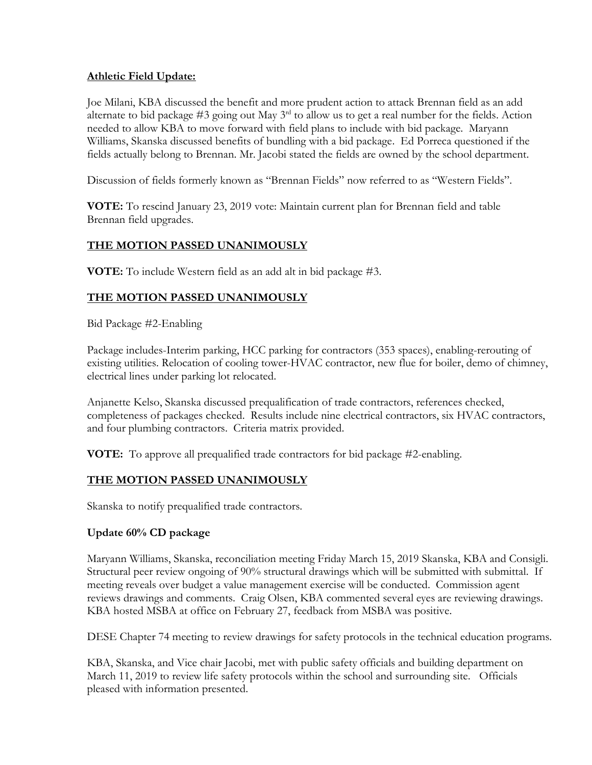**Athletic Field Update:**

Joe Milani, KBA discussed the benefit and more prudent action to attack Brennan field as an add alternate to bid package #3 going out May 3rd to allow us to get a real number for the fields. Action needed to allow KBA to move forward with field plans to include with bid package. Maryann Williams, Skanska discussed benefits of bundling with a bid package. Ed Porreca questioned if the fields actually belong to Brennan. Mr. Jacobi stated the fields are owned by the school department.

Discussion of fields formerly known as "Brennan Fields" now referred to as "Western Fields".

**VOTE:** To rescind January 23, 2019 vote: Maintain current plan for Brennan field and table Brennan field upgrades.

**THE MOTION PASSED UNANIMOUSLY**

**VOTE:** To include Western field as an add alt in bid package #3.

**THE MOTION PASSED UNANIMOUSLY**

Bid Package #2-Enabling

Package includes-Interim parking, HCC parking for contractors (353 spaces), enabling-rerouting of existing utilities. Relocation of cooling tower-HVAC contractor, new flue for boiler, demo of chimney, electrical lines under parking lot relocated.

Anjanette Kelso, Skanska discussed prequalification of trade contractors, references checked, completeness of packages checked. Results include nine electrical contractors, six HVAC contractors, and four plumbing contractors. Criteria matrix provided.

**VOTE:** To approve all prequalified trade contractors for bid package #2-enabling.

**THE MOTION PASSED UNANIMOUSLY**

Skanska to notify prequalified trade contractors.

**Update 60% CD package**

Maryann Williams, Skanska, reconciliation meeting Friday March 15, 2019 Skanska, KBA and Consigli. Structural peer review ongoing of 90% structural drawings which will be submitted with submittal. If meeting reveals over budget a value management exercise will be conducted. Commission agent reviews drawings and comments. Craig Olsen, KBA commented several eyes are reviewing drawings. KBA hosted MSBA at office on February 27, feedback from MSBA was positive.

DESE Chapter 74 meeting to review drawings for safety protocols in the technical education programs.

KBA, Skanska, and Vice chair Jacobi, met with public safety officials and building department on March 11, 2019 to review life safety protocols within the school and surrounding site. Officials pleased with information presented.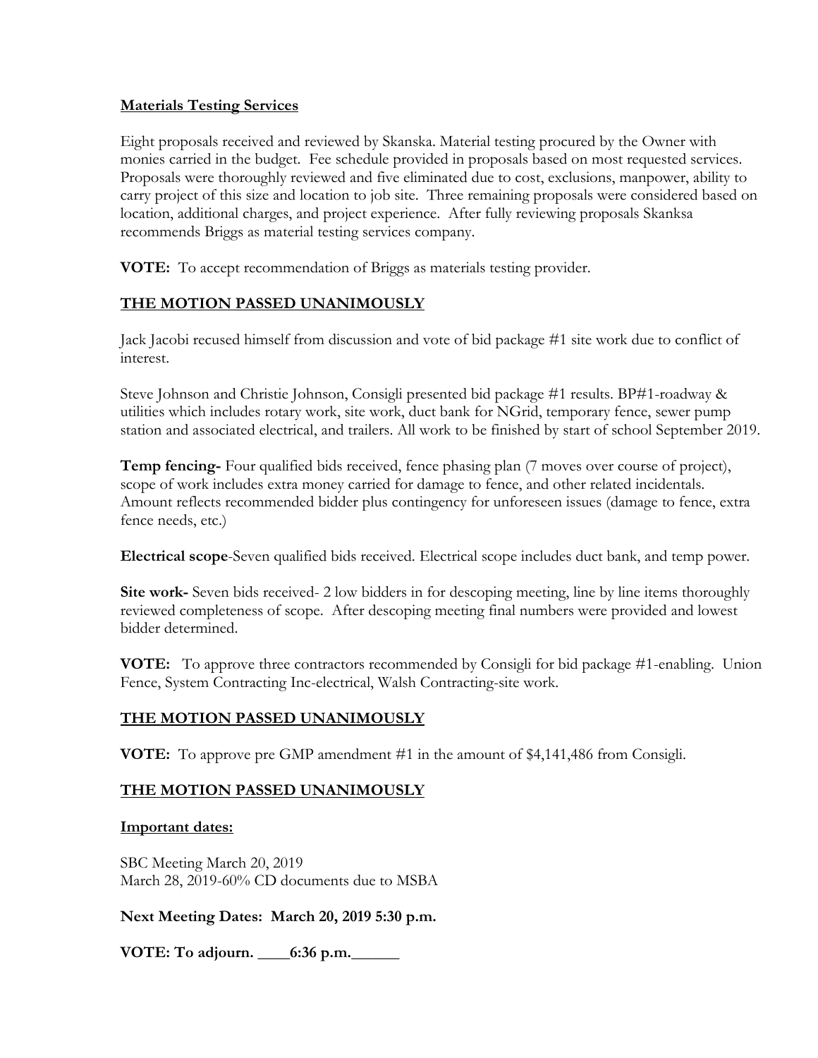**Materials Testing Services**

Eight proposals received and reviewed by Skanska. Material testing procured by the Owner with monies carried in the budget. Fee schedule provided in proposals based on most requested services. Proposals were thoroughly reviewed and five eliminated due to cost, exclusions, manpower, ability to carry project of this size and location to job site. Three remaining proposals were considered based on location, additional charges, and project experience. After fully reviewing proposals Skanksa recommends Briggs as material testing services company.

**VOTE:** To accept recommendation of Briggs as materials testing provider.

**THE MOTION PASSED UNANIMOUSLY**

Jack Jacobi recused himself from discussion and vote of bid package #1 site work due to conflict of interest.

Steve Johnson and Christie Johnson, Consigli presented bid package #1 results. BP#1-roadway & utilities which includes rotary work, site work, duct bank for NGrid, temporary fence, sewer pump station and associated electrical, and trailers. All work to be finished by start of school September 2019.

**Temp fencing-** Four qualified bids received, fence phasing plan (7 moves over course of project), scope of work includes extra money carried for damage to fence, and other related incidentals. Amount reflects recommended bidder plus contingency for unforeseen issues (damage to fence, extra fence needs, etc.)

**Electrical scope**-Seven qualified bids received. Electrical scope includes duct bank, and temp power.

**Site work-** Seven bids received- 2 low bidders in for descoping meeting, line by line items thoroughly reviewed completeness of scope. After descoping meeting final numbers were provided and lowest bidder determined.

**VOTE:** To approve three contractors recommended by Consigli for bid package #1-enabling. Union Fence, System Contracting Inc-electrical, Walsh Contracting-site work.

**THE MOTION PASSED UNANIMOUSLY**

**VOTE:** To approve pre GMP amendment #1 in the amount of $4,141,486 from Consigli.

**THE MOTION PASSED UNANIMOUSLY**

**Important dates:**

SBC Meeting March 20, 2019
March 28, 2019-60% CD documents due to MSBA

**Next Meeting Dates: March 20, 2019 5:30 p.m.**

**VOTE: To adjourn. \_\_\_\_6:36 p.m.\_\_\_\_\_\_**